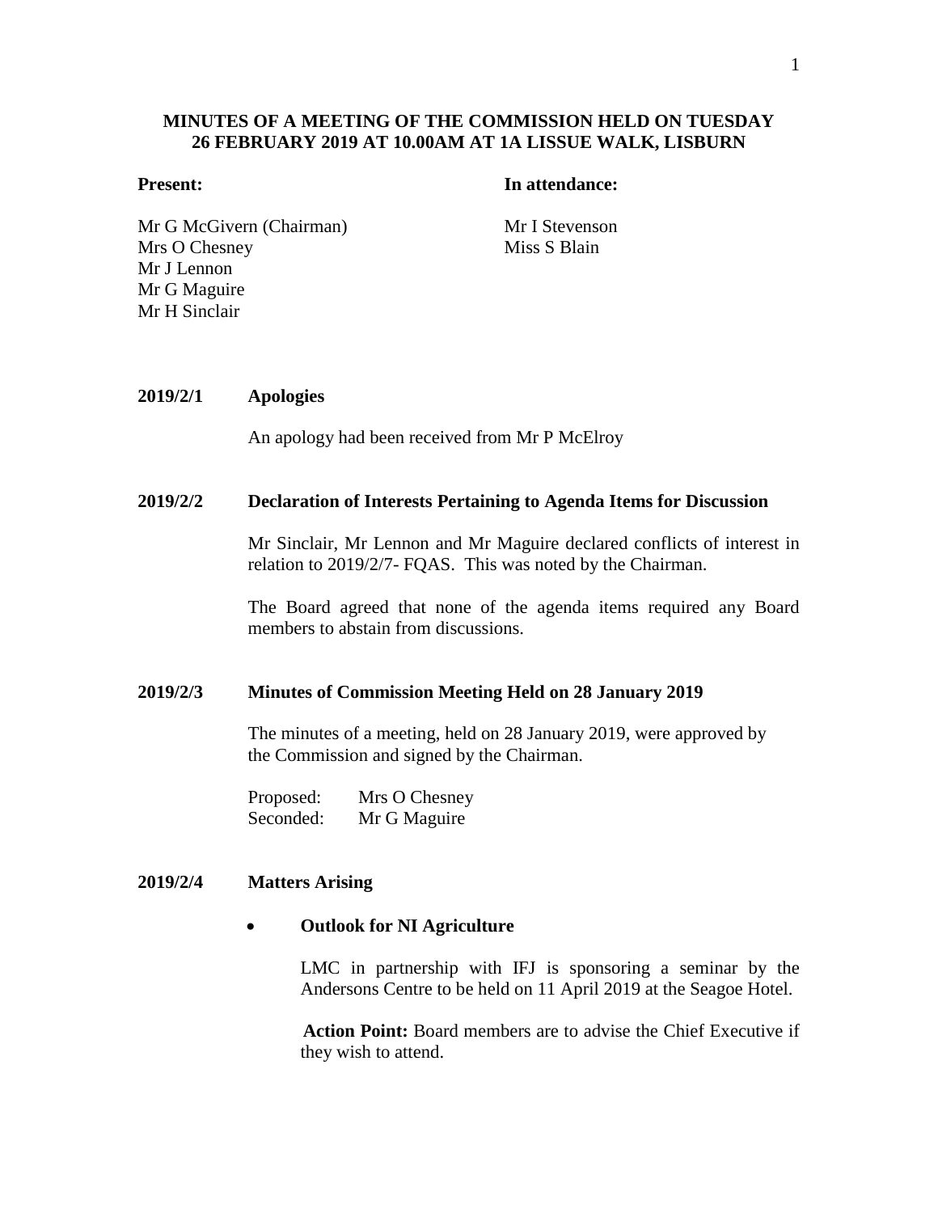**MINUTES OF A MEETING OF THE COMMISSION HELD ON TUESDAY 26 FEBRUARY 2019 AT 10.00AM AT 1A LISSUE WALK, LISBURN**

**Present:**

Mr G McGivern (Chairman)
Mrs O Chesney
Mr J Lennon
Mr G Maguire
Mr H Sinclair

**In attendance:**

Mr I Stevenson
Miss S Blain

**2019/2/1 Apologies**

An apology had been received from Mr P McElroy

**2019/2/2 Declaration of Interests Pertaining to Agenda Items for Discussion**

Mr Sinclair, Mr Lennon and Mr Maguire declared conflicts of interest in relation to 2019/2/7- FQAS. This was noted by the Chairman.

The Board agreed that none of the agenda items required any Board members to abstain from discussions.

**2019/2/3 Minutes of Commission Meeting Held on 28 January 2019**

The minutes of a meeting, held on 28 January 2019, were approved by the Commission and signed by the Chairman.

Proposed: Mrs O Chesney
Seconded: Mr G Maguire

**2019/2/4 Matters Arising**

- **Outlook for NI Agriculture**

  LMC in partnership with IFJ is sponsoring a seminar by the Andersons Centre to be held on 11 April 2019 at the Seagoe Hotel.

  **Action Point:** Board members are to advise the Chief Executive if they wish to attend.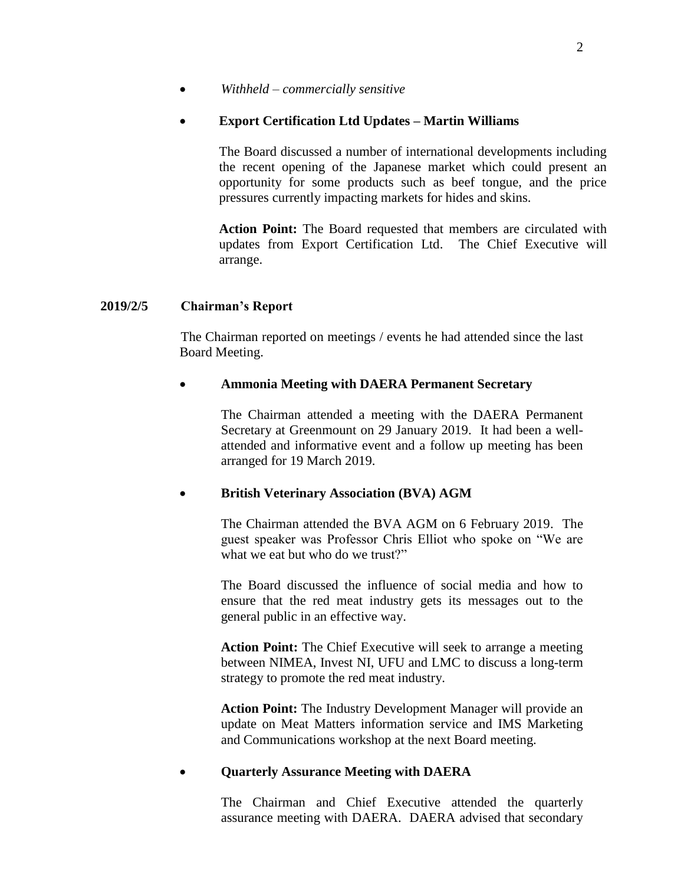- *Withheld – commercially sensitive*

- **Export Certification Ltd Updates – Martin Williams**

  The Board discussed a number of international developments including the recent opening of the Japanese market which could present an opportunity for some products such as beef tongue, and the price pressures currently impacting markets for hides and skins.

  **Action Point:** The Board requested that members are circulated with updates from Export Certification Ltd. The Chief Executive will arrange.

**2019/2/5 Chairman's Report**

The Chairman reported on meetings / events he had attended since the last Board Meeting.

- **Ammonia Meeting with DAERA Permanent Secretary**

  The Chairman attended a meeting with the DAERA Permanent Secretary at Greenmount on 29 January 2019. It had been a well-attended and informative event and a follow up meeting has been arranged for 19 March 2019.

- **British Veterinary Association (BVA) AGM**

  The Chairman attended the BVA AGM on 6 February 2019. The guest speaker was Professor Chris Elliot who spoke on "We are what we eat but who do we trust?"

  The Board discussed the influence of social media and how to ensure that the red meat industry gets its messages out to the general public in an effective way.

  **Action Point:** The Chief Executive will seek to arrange a meeting between NIMEA, Invest NI, UFU and LMC to discuss a long-term strategy to promote the red meat industry.

  **Action Point:** The Industry Development Manager will provide an update on Meat Matters information service and IMS Marketing and Communications workshop at the next Board meeting.

- **Quarterly Assurance Meeting with DAERA**

  The Chairman and Chief Executive attended the quarterly assurance meeting with DAERA. DAERA advised that secondary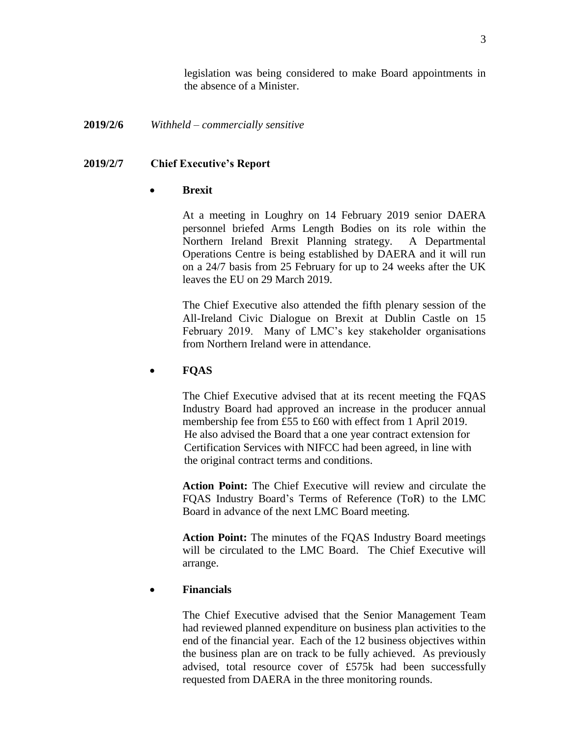legislation was being considered to make Board appointments in the absence of a Minister.

**2019/2/6** *Withheld – commercially sensitive*

**2019/2/7 Chief Executive's Report**

- **Brexit**

  At a meeting in Loughry on 14 February 2019 senior DAERA personnel briefed Arms Length Bodies on its role within the Northern Ireland Brexit Planning strategy. A Departmental Operations Centre is being established by DAERA and it will run on a 24/7 basis from 25 February for up to 24 weeks after the UK leaves the EU on 29 March 2019.

  The Chief Executive also attended the fifth plenary session of the All-Ireland Civic Dialogue on Brexit at Dublin Castle on 15 February 2019. Many of LMC's key stakeholder organisations from Northern Ireland were in attendance.

- **FQAS**

  The Chief Executive advised that at its recent meeting the FQAS Industry Board had approved an increase in the producer annual membership fee from £55 to £60 with effect from 1 April 2019. He also advised the Board that a one year contract extension for Certification Services with NIFCC had been agreed, in line with the original contract terms and conditions.

  **Action Point:** The Chief Executive will review and circulate the FQAS Industry Board's Terms of Reference (ToR) to the LMC Board in advance of the next LMC Board meeting.

  **Action Point:** The minutes of the FQAS Industry Board meetings will be circulated to the LMC Board. The Chief Executive will arrange.

- **Financials**

  The Chief Executive advised that the Senior Management Team had reviewed planned expenditure on business plan activities to the end of the financial year. Each of the 12 business objectives within the business plan are on track to be fully achieved. As previously advised, total resource cover of £575k had been successfully requested from DAERA in the three monitoring rounds.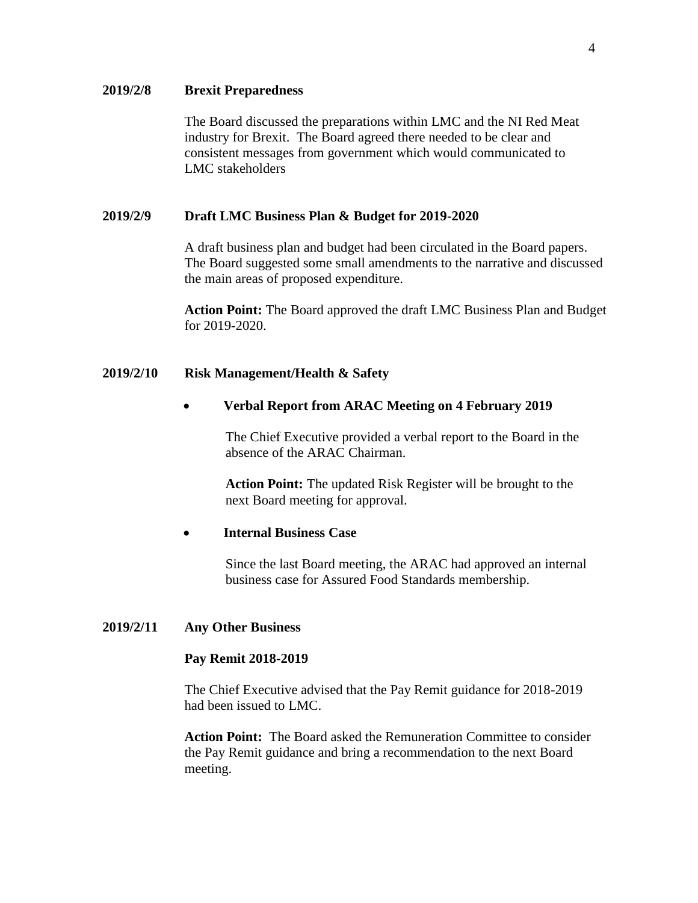**2019/2/8 Brexit Preparedness**

The Board discussed the preparations within LMC and the NI Red Meat industry for Brexit. The Board agreed there needed to be clear and consistent messages from government which would communicated to LMC stakeholders

**2019/2/9 Draft LMC Business Plan & Budget for 2019-2020**

A draft business plan and budget had been circulated in the Board papers. The Board suggested some small amendments to the narrative and discussed the main areas of proposed expenditure.

**Action Point:** The Board approved the draft LMC Business Plan and Budget for 2019-2020.

**2019/2/10 Risk Management/Health & Safety**

- **Verbal Report from ARAC Meeting on 4 February 2019**

  The Chief Executive provided a verbal report to the Board in the absence of the ARAC Chairman.

  **Action Point:** The updated Risk Register will be brought to the next Board meeting for approval.

- **Internal Business Case**

  Since the last Board meeting, the ARAC had approved an internal business case for Assured Food Standards membership.

**2019/2/11 Any Other Business**

**Pay Remit 2018-2019**

The Chief Executive advised that the Pay Remit guidance for 2018-2019 had been issued to LMC.

**Action Point:** The Board asked the Remuneration Committee to consider the Pay Remit guidance and bring a recommendation to the next Board meeting.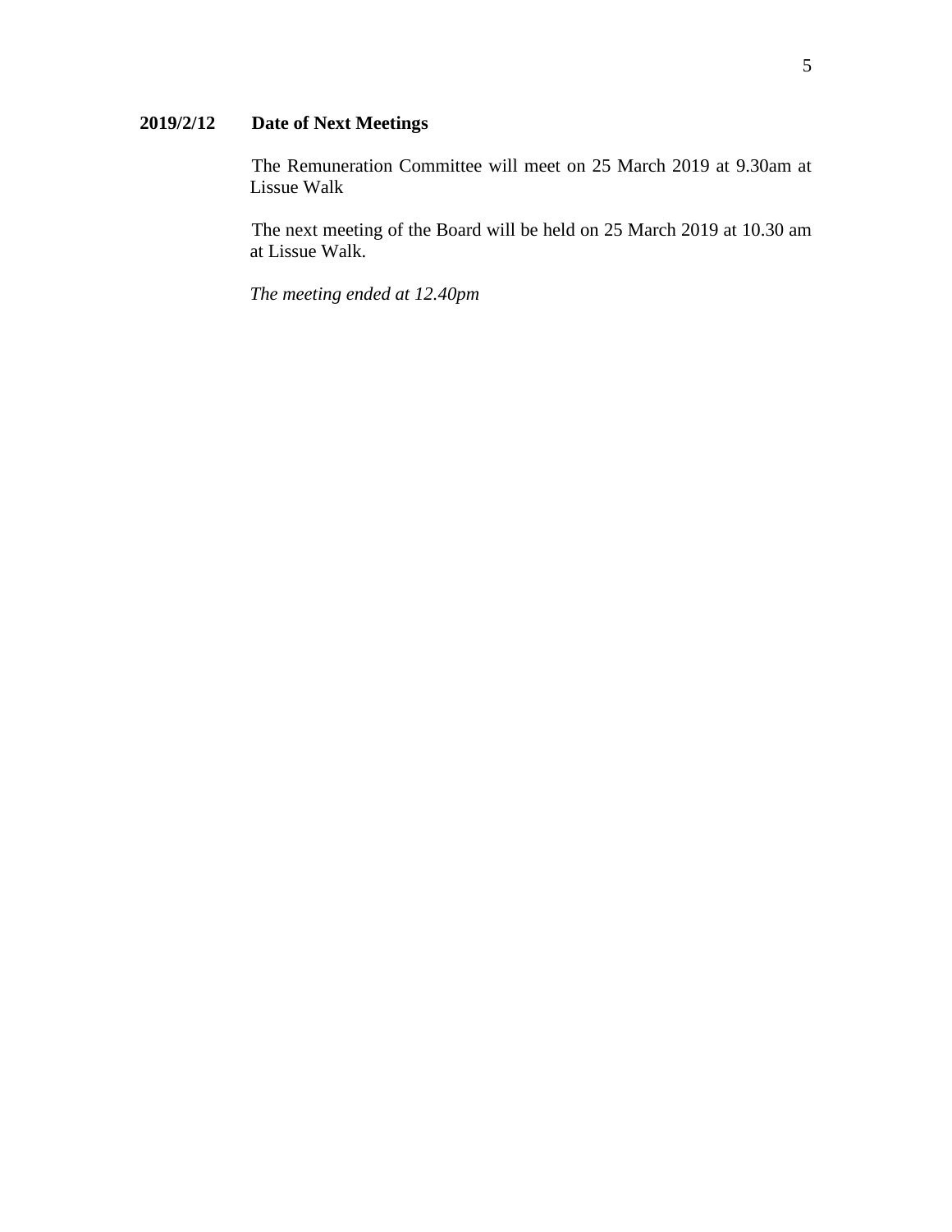**2019/2/12 Date of Next Meetings**

The Remuneration Committee will meet on 25 March 2019 at 9.30am at Lissue Walk

The next meeting of the Board will be held on 25 March 2019 at 10.30 am at Lissue Walk.

*The meeting ended at 12.40pm*